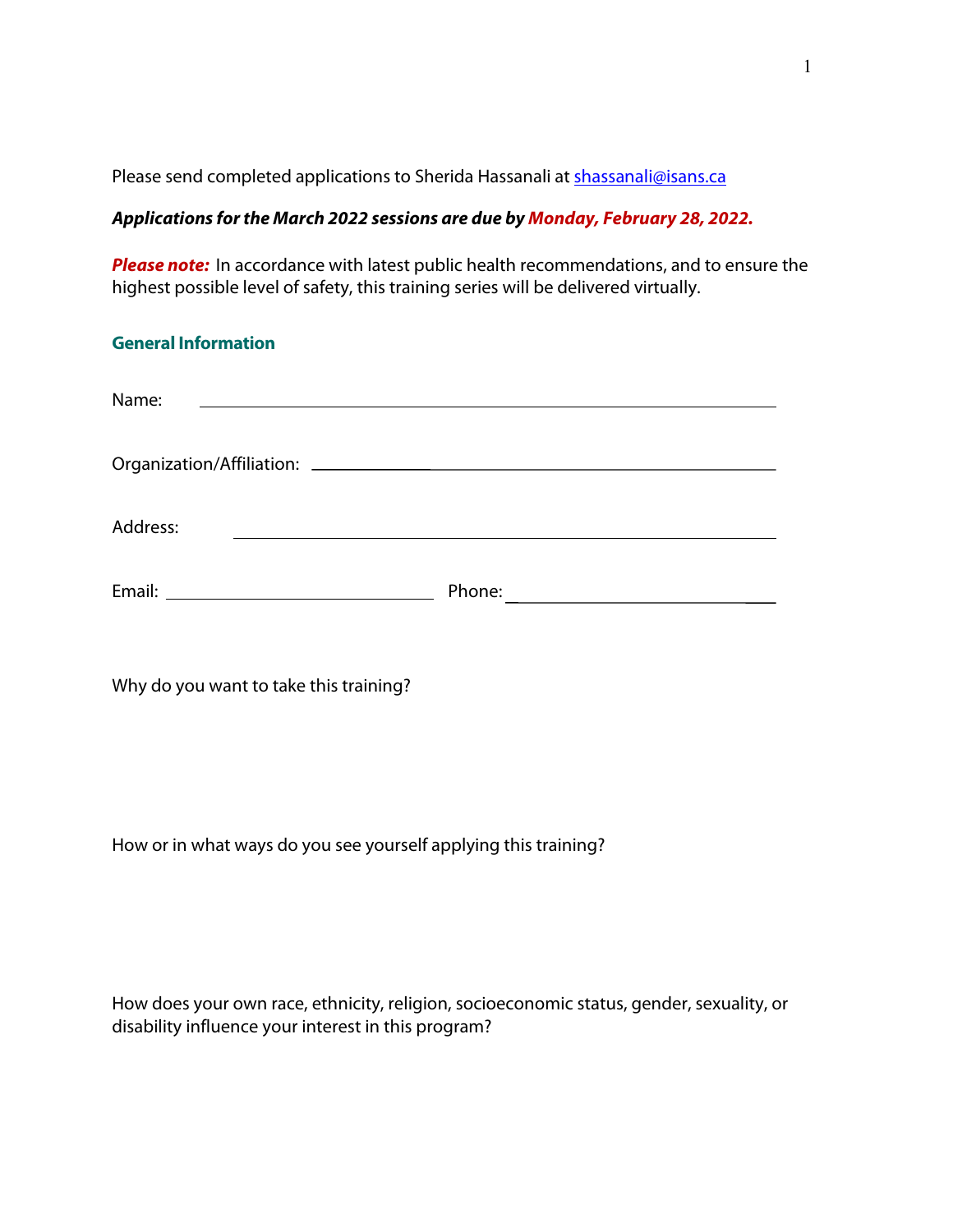Please send completed applications to Sherida Hassanali at [shassanali@isans.ca](mailto:shassanali@isans.ca)

***Applications for the March 2022 sessions are due by Monday, February 28, 2022.***

***Please note:*** In accordance with latest public health recommendations, and to ensure the highest possible level of safety, this training series will be delivered virtually.

## General Information

Name: ______________________________________________

Organization/Affiliation: ______________________________________________

Address: ______________________________________________

Email: ______________________ Phone: ______________________

Why do you want to take this training?

How or in what ways do you see yourself applying this training?

How does your own race, ethnicity, religion, socioeconomic status, gender, sexuality, or disability influence your interest in this program?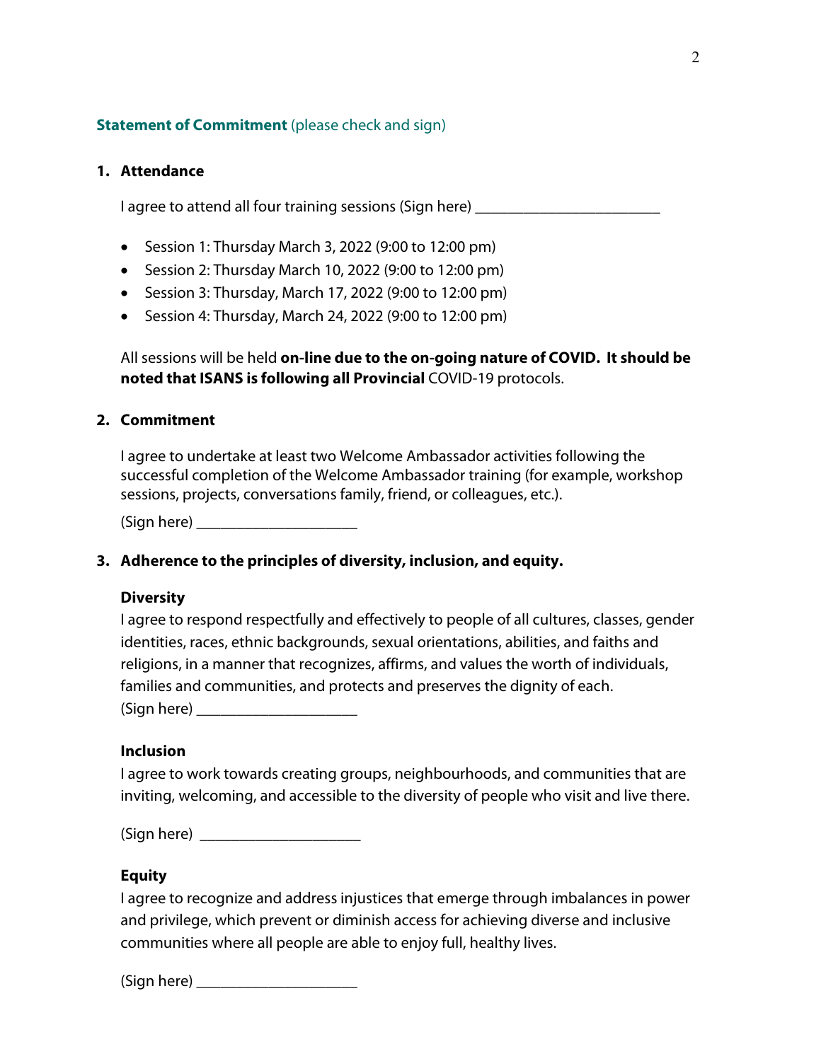**Statement of Commitment** (please check and sign)

1. **Attendance**

   I agree to attend all four training sessions (Sign here) ________________________

   - Session 1: Thursday March 3, 2022 (9:00 to 12:00 pm)
   - Session 2: Thursday March 10, 2022 (9:00 to 12:00 pm)
   - Session 3: Thursday, March 17, 2022 (9:00 to 12:00 pm)
   - Session 4: Thursday, March 24, 2022 (9:00 to 12:00 pm)

   All sessions will be held **on-line due to the on-going nature of COVID. It should be noted that ISANS is following all Provincial** COVID-19 protocols.

2. **Commitment**

   I agree to undertake at least two Welcome Ambassador activities following the successful completion of the Welcome Ambassador training (for example, workshop sessions, projects, conversations family, friend, or colleagues, etc.).

   (Sign here) _____________________

3. **Adherence to the principles of diversity, inclusion, and equity.**

   **Diversity**

   I agree to respond respectfully and effectively to people of all cultures, classes, gender identities, races, ethnic backgrounds, sexual orientations, abilities, and faiths and religions, in a manner that recognizes, affirms, and values the worth of individuals, families and communities, and protects and preserves the dignity of each.

   (Sign here) _____________________

   **Inclusion**

   I agree to work towards creating groups, neighbourhoods, and communities that are inviting, welcoming, and accessible to the diversity of people who visit and live there.

   (Sign here) _____________________

   **Equity**

   I agree to recognize and address injustices that emerge through imbalances in power and privilege, which prevent or diminish access for achieving diverse and inclusive communities where all people are able to enjoy full, healthy lives.

   (Sign here) _____________________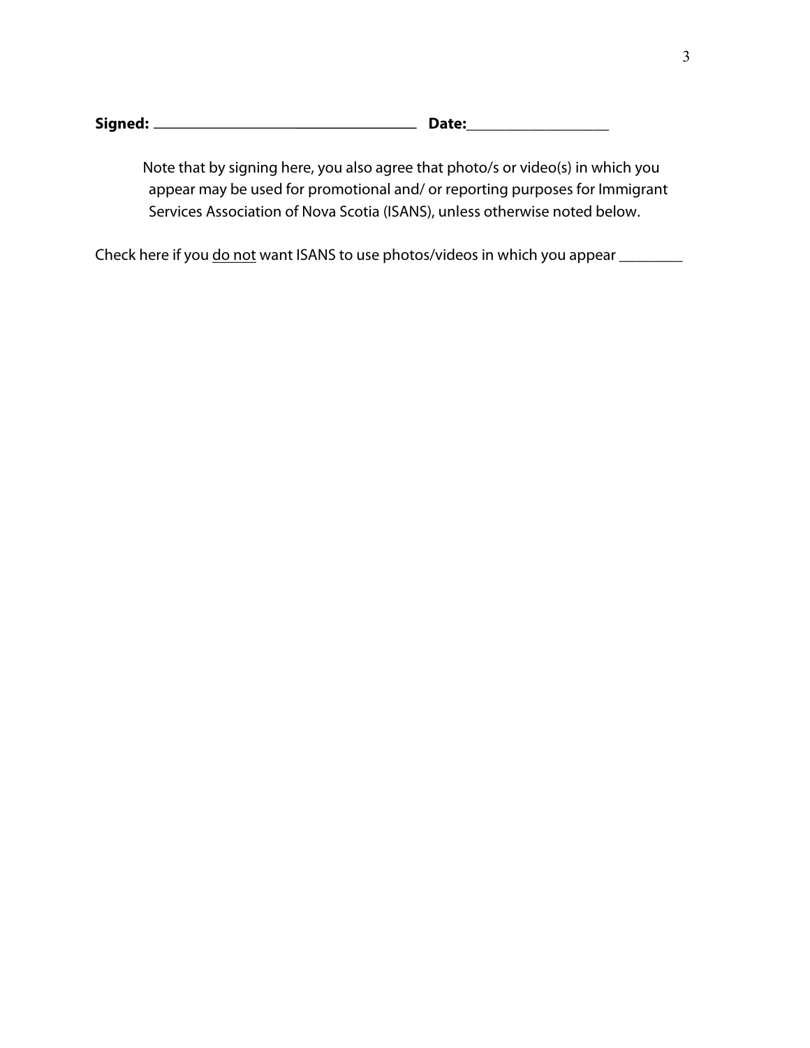**Signed:** ___________________________________ **Date:**__________________

Note that by signing here, you also agree that photo/s or video(s) in which you appear may be used for promotional and/ or reporting purposes for Immigrant Services Association of Nova Scotia (ISANS), unless otherwise noted below.

Check here if you <u>do not</u> want ISANS to use photos/videos in which you appear ________